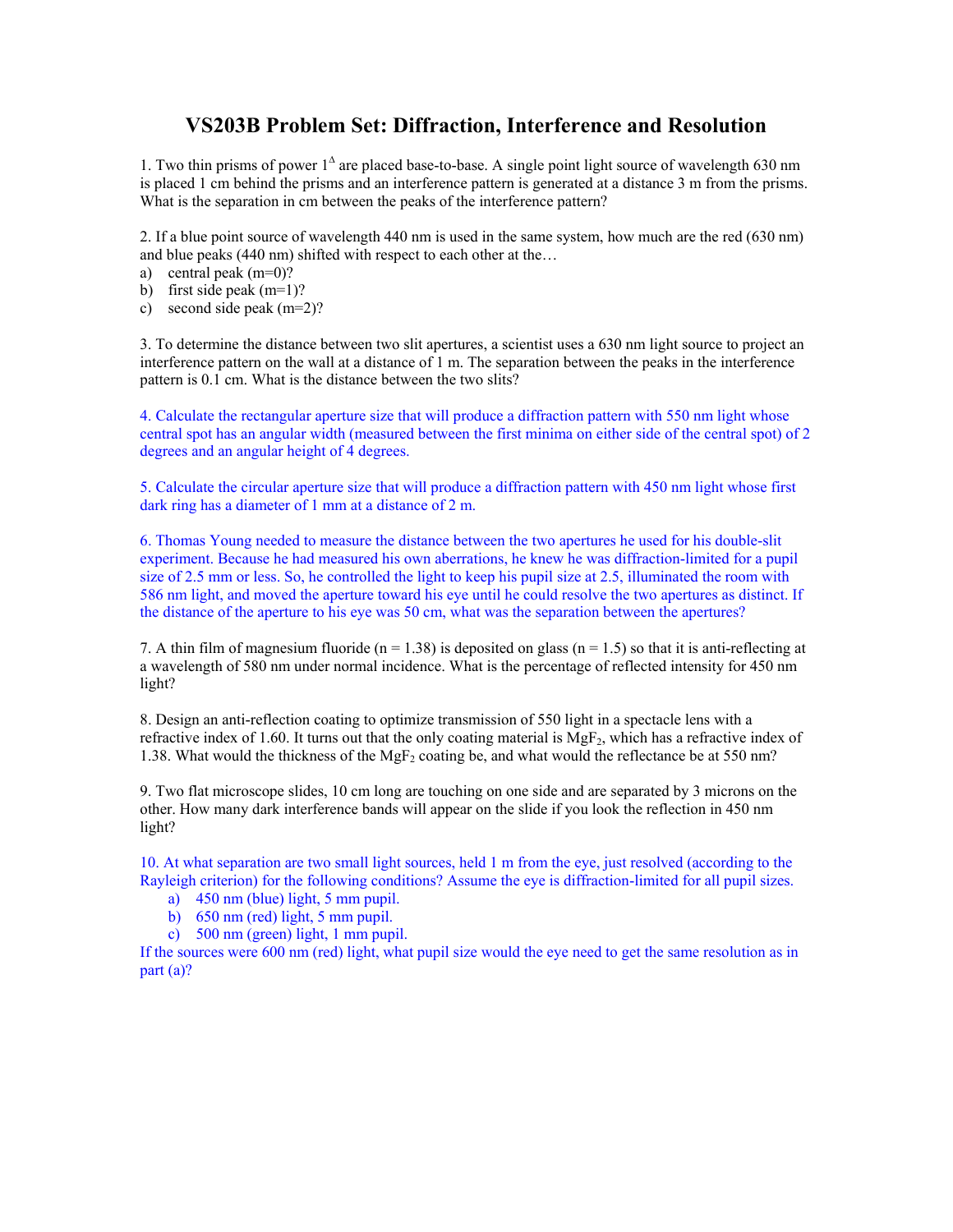# VS203B Problem Set: Diffraction, Interference and Resolution

1. Two thin prisms of power $1^{\Delta}$ are placed base-to-base. A single point light source of wavelength 630 nm is placed 1 cm behind the prisms and an interference pattern is generated at a distance 3 m from the prisms. What is the separation in cm between the peaks of the interference pattern?

2. If a blue point source of wavelength 440 nm is used in the same system, how much are the red (630 nm) and blue peaks (440 nm) shifted with respect to each other at the…

a) central peak (m=0)?
b) first side peak (m=1)?
c) second side peak (m=2)?

3. To determine the distance between two slit apertures, a scientist uses a 630 nm light source to project an interference pattern on the wall at a distance of 1 m. The separation between the peaks in the interference pattern is 0.1 cm. What is the distance between the two slits?

4. Calculate the rectangular aperture size that will produce a diffraction pattern with 550 nm light whose central spot has an angular width (measured between the first minima on either side of the central spot) of 2 degrees and an angular height of 4 degrees.

5. Calculate the circular aperture size that will produce a diffraction pattern with 450 nm light whose first dark ring has a diameter of 1 mm at a distance of 2 m.

6. Thomas Young needed to measure the distance between the two apertures he used for his double-slit experiment. Because he had measured his own aberrations, he knew he was diffraction-limited for a pupil size of 2.5 mm or less. So, he controlled the light to keep his pupil size at 2.5, illuminated the room with 586 nm light, and moved the aperture toward his eye until he could resolve the two apertures as distinct. If the distance of the aperture to his eye was 50 cm, what was the separation between the apertures?

7. A thin film of magnesium fluoride (n = 1.38) is deposited on glass (n = 1.5) so that it is anti-reflecting at a wavelength of 580 nm under normal incidence. What is the percentage of reflected intensity for 450 nm light?

8. Design an anti-reflection coating to optimize transmission of 550 light in a spectacle lens with a refractive index of 1.60. It turns out that the only coating material is $MgF_2$, which has a refractive index of 1.38. What would the thickness of the $MgF_2$ coating be, and what would the reflectance be at 550 nm?

9. Two flat microscope slides, 10 cm long are touching on one side and are separated by 3 microns on the other. How many dark interference bands will appear on the slide if you look the reflection in 450 nm light?

10. At what separation are two small light sources, held 1 m from the eye, just resolved (according to the Rayleigh criterion) for the following conditions? Assume the eye is diffraction-limited for all pupil sizes.

a) 450 nm (blue) light, 5 mm pupil.
b) 650 nm (red) light, 5 mm pupil.
c) 500 nm (green) light, 1 mm pupil.

If the sources were 600 nm (red) light, what pupil size would the eye need to get the same resolution as in part (a)?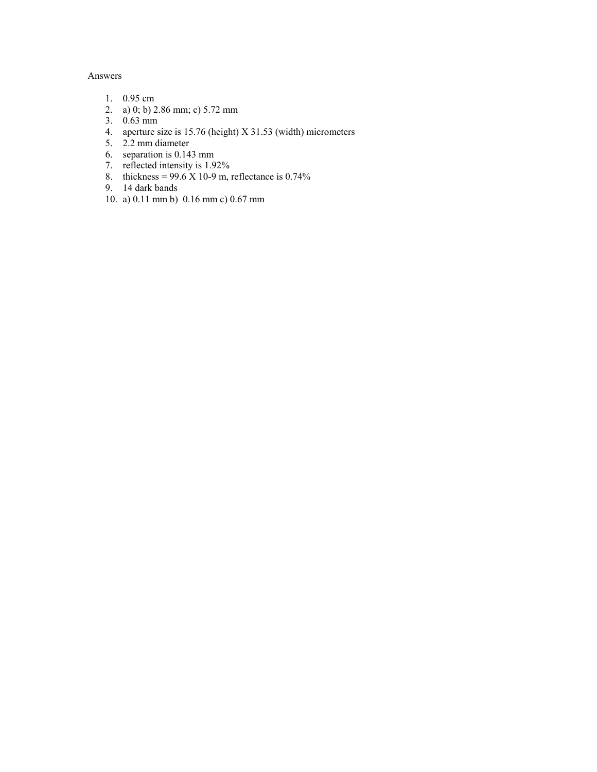Answers

1. 0.95 cm
2. a) 0; b) 2.86 mm; c) 5.72 mm
3. 0.63 mm
4. aperture size is 15.76 (height) X 31.53 (width) micrometers
5. 2.2 mm diameter
6. separation is 0.143 mm
7. reflected intensity is 1.92%
8. thickness = 99.6 X 10-9 m, reflectance is 0.74%
9. 14 dark bands
10. a) 0.11 mm b) 0.16 mm c) 0.67 mm